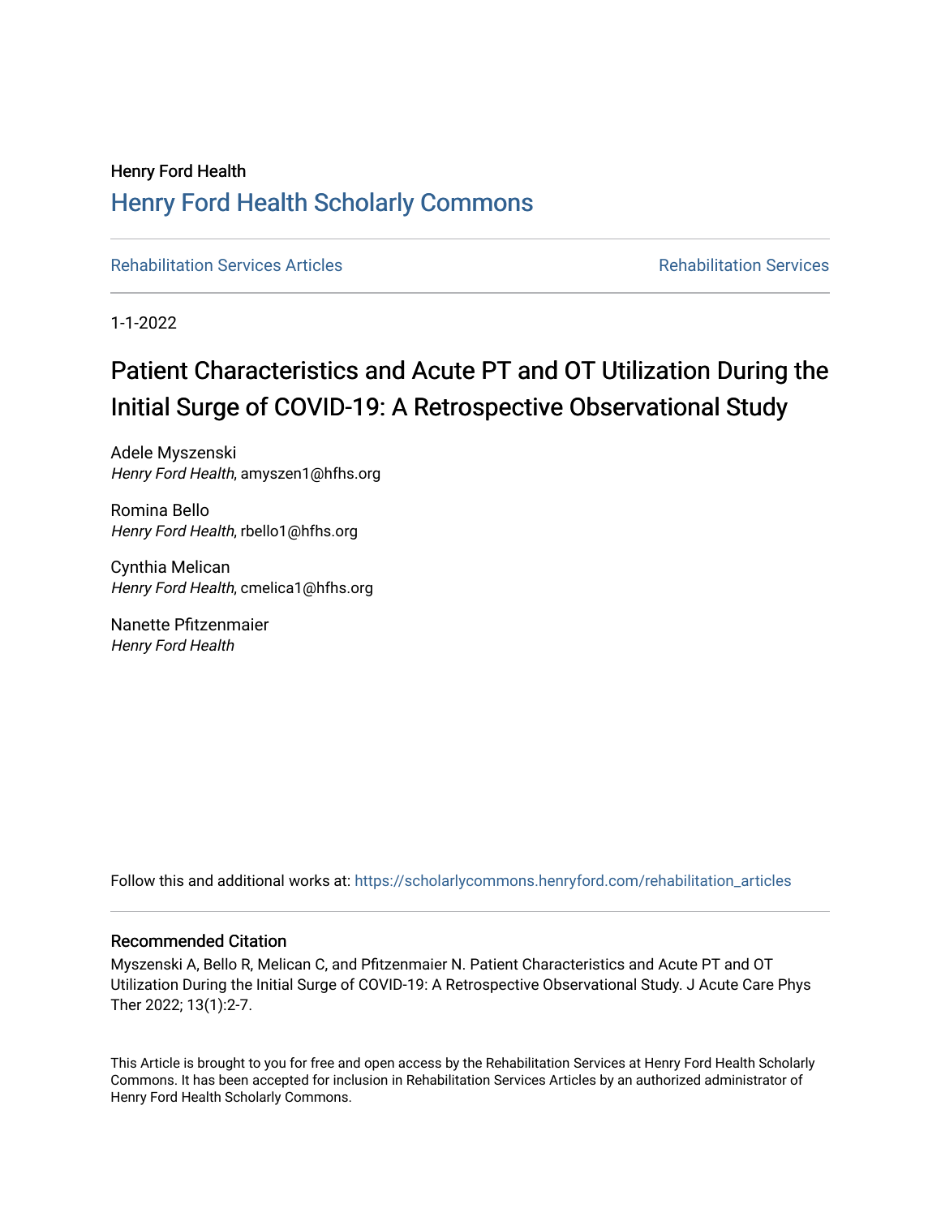Henry Ford Health

# Henry Ford Health Scholarly Commons

Rehabilitation Services Articles | Rehabilitation Services

1-1-2022

# Patient Characteristics and Acute PT and OT Utilization During the Initial Surge of COVID-19: A Retrospective Observational Study

Adele Myszenski
*Henry Ford Health*, amyszen1@hfhs.org

Romina Bello
*Henry Ford Health*, rbello1@hfhs.org

Cynthia Melican
*Henry Ford Health*, cmelica1@hfhs.org

Nanette Pfitzenmaier
*Henry Ford Health*

Follow this and additional works at: https://scholarlycommons.henryford.com/rehabilitation_articles

## Recommended Citation

Myszenski A, Bello R, Melican C, and Pfitzenmaier N. Patient Characteristics and Acute PT and OT Utilization During the Initial Surge of COVID-19: A Retrospective Observational Study. J Acute Care Phys Ther 2022; 13(1):2-7.

This Article is brought to you for free and open access by the Rehabilitation Services at Henry Ford Health Scholarly Commons. It has been accepted for inclusion in Rehabilitation Services Articles by an authorized administrator of Henry Ford Health Scholarly Commons.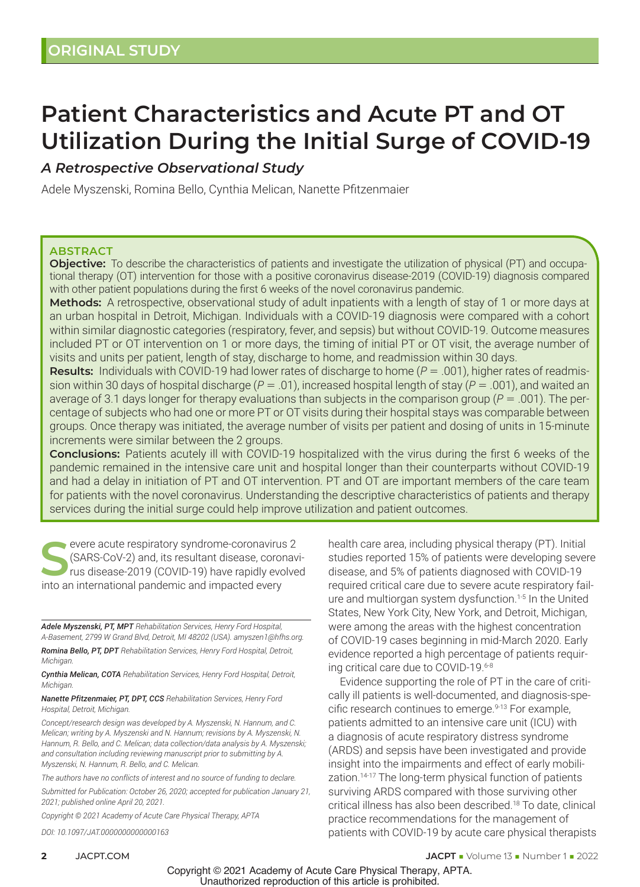ORIGINAL STUDY

# Patient Characteristics and Acute PT and OT Utilization During the Initial Surge of COVID-19

## *A Retrospective Observational Study*

Adele Myszenski, Romina Bello, Cynthia Melican, Nanette Pfitzenmaier

### ABSTRACT

**Objective:** To describe the characteristics of patients and investigate the utilization of physical (PT) and occupational therapy (OT) intervention for those with a positive coronavirus disease-2019 (COVID-19) diagnosis compared with other patient populations during the first 6 weeks of the novel coronavirus pandemic.

**Methods:** A retrospective, observational study of adult inpatients with a length of stay of 1 or more days at an urban hospital in Detroit, Michigan. Individuals with a COVID-19 diagnosis were compared with a cohort within similar diagnostic categories (respiratory, fever, and sepsis) but without COVID-19. Outcome measures included PT or OT intervention on 1 or more days, the timing of initial PT or OT visit, the average number of visits and units per patient, length of stay, discharge to home, and readmission within 30 days.

**Results:** Individuals with COVID-19 had lower rates of discharge to home ($P = .001$), higher rates of readmission within 30 days of hospital discharge ($P = .01$), increased hospital length of stay ($P = .001$), and waited an average of 3.1 days longer for therapy evaluations than subjects in the comparison group ($P = .001$). The percentage of subjects who had one or more PT or OT visits during their hospital stays was comparable between groups. Once therapy was initiated, the average number of visits per patient and dosing of units in 15-minute increments were similar between the 2 groups.

**Conclusions:** Patients acutely ill with COVID-19 hospitalized with the virus during the first 6 weeks of the pandemic remained in the intensive care unit and hospital longer than their counterparts without COVID-19 and had a delay in initiation of PT and OT intervention. PT and OT are important members of the care team for patients with the novel coronavirus. Understanding the descriptive characteristics of patients and therapy services during the initial surge could help improve utilization and patient outcomes.

Severe acute respiratory syndrome-coronavirus 2 (SARS-CoV-2) and, its resultant disease, coronavirus disease-2019 (COVID-19) have rapidly evolved into an international pandemic and impacted every health care area, including physical therapy (PT). Initial studies reported 15% of patients were developing severe disease, and 5% of patients diagnosed with COVID-19 required critical care due to severe acute respiratory failure and multiorgan system dysfunction.[1-5] In the United States, New York City, New York, and Detroit, Michigan, were among the areas with the highest concentration of COVID-19 cases beginning in mid-March 2020. Early evidence reported a high percentage of patients requiring critical care due to COVID-19.[6-8]

Evidence supporting the role of PT in the care of critically ill patients is well-documented, and diagnosis-specific research continues to emerge.[9-13] For example, patients admitted to an intensive care unit (ICU) with a diagnosis of acute respiratory distress syndrome (ARDS) and sepsis have been investigated and provide insight into the impairments and effect of early mobilization.[14-17] The long-term physical function of patients surviving ARDS compared with those surviving other critical illness has also been described.[18] To date, clinical practice recommendations for the management of patients with COVID-19 by acute care physical therapists

---

***Adele Myszenski, PT, MPT*** *Rehabilitation Services, Henry Ford Hospital, A-Basement, 2799 W Grand Blvd, Detroit, MI 48202 (USA). amyszen1@hfhs.org.*

***Romina Bello, PT, DPT*** *Rehabilitation Services, Henry Ford Hospital, Detroit, Michigan.*

***Cynthia Melican, COTA*** *Rehabilitation Services, Henry Ford Hospital, Detroit, Michigan.*

***Nanette Pfitzenmaier, PT, DPT, CCS*** *Rehabilitation Services, Henry Ford Hospital, Detroit, Michigan.*

*Concept/research design was developed by A. Myszenski, N. Hannum, and C. Melican; writing by A. Myszenski and N. Hannum; revisions by A. Myszenski, N. Hannum, R. Bello, and C. Melican; data collection/data analysis by A. Myszenski; and consultation including reviewing manuscript prior to submitting by A. Myszenski, N. Hannum, R. Bello, and C. Melican.*

*The authors have no conflicts of interest and no source of funding to declare.*

*Submitted for Publication: October 26, 2020; accepted for publication January 21, 2021; published online April 20, 2021.*

*Copyright © 2021 Academy of Acute Care Physical Therapy, APTA*

*DOI: 10.1097/JAT.0000000000000163*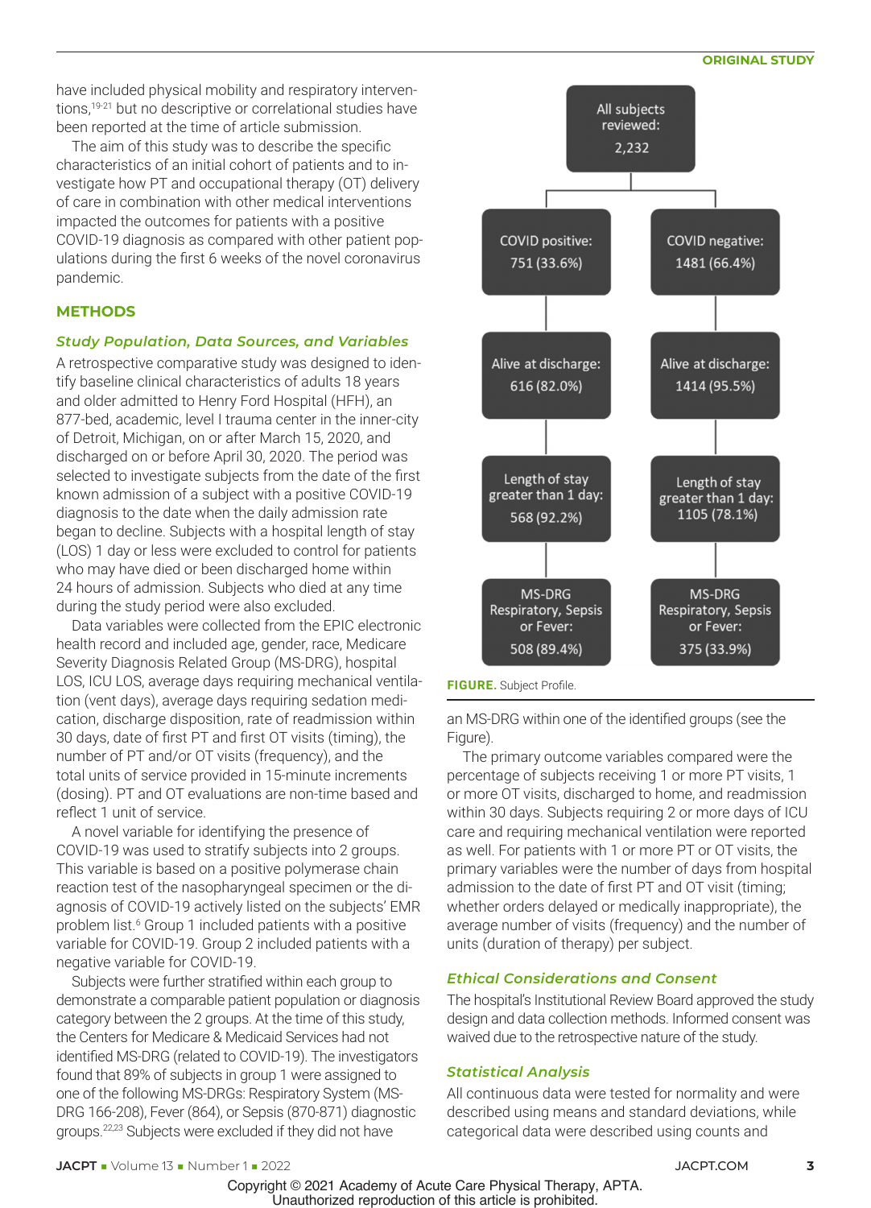have included physical mobility and respiratory interventions,[19-21] but no descriptive or correlational studies have been reported at the time of article submission.

The aim of this study was to describe the specific characteristics of an initial cohort of patients and to investigate how PT and occupational therapy (OT) delivery of care in combination with other medical interventions impacted the outcomes for patients with a positive COVID-19 diagnosis as compared with other patient populations during the first 6 weeks of the novel coronavirus pandemic.

## METHODS

### *Study Population, Data Sources, and Variables*

A retrospective comparative study was designed to identify baseline clinical characteristics of adults 18 years and older admitted to Henry Ford Hospital (HFH), an 877-bed, academic, level I trauma center in the inner-city of Detroit, Michigan, on or after March 15, 2020, and discharged on or before April 30, 2020. The period was selected to investigate subjects from the date of the first known admission of a subject with a positive COVID-19 diagnosis to the date when the daily admission rate began to decline. Subjects with a hospital length of stay (LOS) 1 day or less were excluded to control for patients who may have died or been discharged home within 24 hours of admission. Subjects who died at any time during the study period were also excluded.

Data variables were collected from the EPIC electronic health record and included age, gender, race, Medicare Severity Diagnosis Related Group (MS-DRG), hospital LOS, ICU LOS, average days requiring mechanical ventilation (vent days), average days requiring sedation medication, discharge disposition, rate of readmission within 30 days, date of first PT and first OT visits (timing), the number of PT and/or OT visits (frequency), and the total units of service provided in 15-minute increments (dosing). PT and OT evaluations are non-time based and reflect 1 unit of service.

A novel variable for identifying the presence of COVID-19 was used to stratify subjects into 2 groups. This variable is based on a positive polymerase chain reaction test of the nasopharyngeal specimen or the diagnosis of COVID-19 actively listed on the subjects' EMR problem list.[6] Group 1 included patients with a positive variable for COVID-19. Group 2 included patients with a negative variable for COVID-19.

Subjects were further stratified within each group to demonstrate a comparable patient population or diagnosis category between the 2 groups. At the time of this study, the Centers for Medicare & Medicaid Services had not identified MS-DRG (related to COVID-19). The investigators found that 89% of subjects in group 1 were assigned to one of the following MS-DRGs: Respiratory System (MS-DRG 166-208), Fever (864), or Sepsis (870-871) diagnostic groups.[22,23] Subjects were excluded if they did not have an MS-DRG within one of the identified groups (see the Figure).

All subjects reviewed: 2,232

| COVID positive: 751 (33.6%) | COVID negative: 1481 (66.4%) |
|---|---|
| Alive at discharge: 616 (82.0%) | Alive at discharge: 1414 (95.5%) |
| Length of stay greater than 1 day: 568 (92.2%) | Length of stay greater than 1 day: 1105 (78.1%) |
| MS-DRG Respiratory, Sepsis or Fever: 508 (89.4%) | MS-DRG Respiratory, Sepsis or Fever: 375 (33.9%) |

**FIGURE.** Subject Profile.

The primary outcome variables compared were the percentage of subjects receiving 1 or more PT visits, 1 or more OT visits, discharged to home, and readmission within 30 days. Subjects requiring 2 or more days of ICU care and requiring mechanical ventilation were reported as well. For patients with 1 or more PT or OT visits, the primary variables were the number of days from hospital admission to the date of first PT and OT visit (timing; whether orders delayed or medically inappropriate), the average number of visits (frequency) and the number of units (duration of therapy) per subject.

### *Ethical Considerations and Consent*

The hospital's Institutional Review Board approved the study design and data collection methods. Informed consent was waived due to the retrospective nature of the study.

### *Statistical Analysis*

All continuous data were tested for normality and were described using means and standard deviations, while categorical data were described using counts and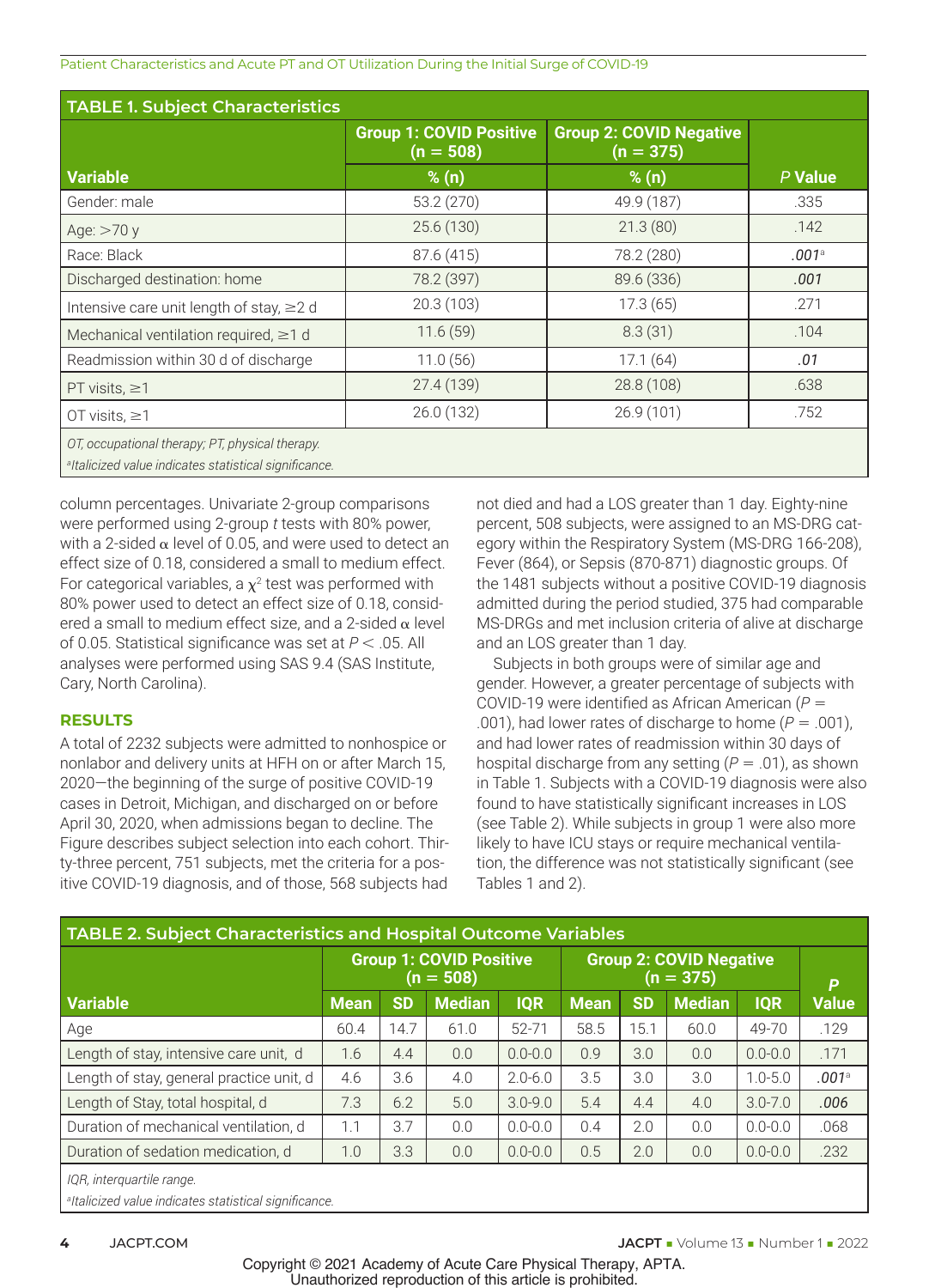**TABLE 1. Subject Characteristics**

| Variable | Group 1: COVID Positive (n = 508) % (n) | Group 2: COVID Negative (n = 375) % (n) | *P* Value |
|---|---|---|---|
| Gender: male | 53.2 (270) | 49.9 (187) | .335 |
| Age: >70 y | 25.6 (130) | 21.3 (80) | .142 |
| Race: Black | 87.6 (415) | 78.2 (280) | *.001*[a] |
| Discharged destination: home | 78.2 (397) | 89.6 (336) | *.001* |
| Intensive care unit length of stay, ≥2 d | 20.3 (103) | 17.3 (65) | .271 |
| Mechanical ventilation required, ≥1 d | 11.6 (59) | 8.3 (31) | .104 |
| Readmission within 30 d of discharge | 11.0 (56) | 17.1 (64) | *.01* |
| PT visits, ≥1 | 27.4 (139) | 28.8 (108) | .638 |
| OT visits, ≥1 | 26.0 (132) | 26.9 (101) | .752 |

*OT, occupational therapy; PT, physical therapy.*
[a]*Italicized value indicates statistical significance.*

column percentages. Univariate 2-group comparisons were performed using 2-group *t* tests with 80% power, with a 2-sided $\alpha$ level of 0.05, and were used to detect an effect size of 0.18, considered a small to medium effect. For categorical variables, a $\chi^2$ test was performed with 80% power used to detect an effect size of 0.18, considered a small to medium effect size, and a 2-sided $\alpha$ level of 0.05. Statistical significance was set at $P < .05$. All analyses were performed using SAS 9.4 (SAS Institute, Cary, North Carolina).

## RESULTS

A total of 2232 subjects were admitted to nonhospice or nonlabor and delivery units at HFH on or after March 15, 2020—the beginning of the surge of positive COVID-19 cases in Detroit, Michigan, and discharged on or before April 30, 2020, when admissions began to decline. The Figure describes subject selection into each cohort. Thirty-three percent, 751 subjects, met the criteria for a positive COVID-19 diagnosis, and of those, 568 subjects had not died and had a LOS greater than 1 day. Eighty-nine percent, 508 subjects, were assigned to an MS-DRG category within the Respiratory System (MS-DRG 166-208), Fever (864), or Sepsis (870-871) diagnostic groups. Of the 1481 subjects without a positive COVID-19 diagnosis admitted during the period studied, 375 had comparable MS-DRGs and met inclusion criteria of alive at discharge and an LOS greater than 1 day.

Subjects in both groups were of similar age and gender. However, a greater percentage of subjects with COVID-19 were identified as African American ($P$ = .001), had lower rates of discharge to home ($P$ = .001), and had lower rates of readmission within 30 days of hospital discharge from any setting ($P$ = .01), as shown in Table 1. Subjects with a COVID-19 diagnosis were also found to have statistically significant increases in LOS (see Table 2). While subjects in group 1 were also more likely to have ICU stays or require mechanical ventilation, the difference was not statistically significant (see Tables 1 and 2).

**TABLE 2. Subject Characteristics and Hospital Outcome Variables**

| Variable | Group 1: COVID Positive (n = 508) | | | | Group 2: COVID Negative (n = 375) | | | | *P* Value |
|---|---|---|---|---|---|---|---|---|---|
| | Mean | SD | Median | IQR | Mean | SD | Median | IQR | |
| Age | 60.4 | 14.7 | 61.0 | 52-71 | 58.5 | 15.1 | 60.0 | 49-70 | .129 |
| Length of stay, intensive care unit, d | 1.6 | 4.4 | 0.0 | 0.0-0.0 | 0.9 | 3.0 | 0.0 | 0.0-0.0 | .171 |
| Length of stay, general practice unit, d | 4.6 | 3.6 | 4.0 | 2.0-6.0 | 3.5 | 3.0 | 3.0 | 1.0-5.0 | *.001*[a] |
| Length of Stay, total hospital, d | 7.3 | 6.2 | 5.0 | 3.0-9.0 | 5.4 | 4.4 | 4.0 | 3.0-7.0 | *.006* |
| Duration of mechanical ventilation, d | 1.1 | 3.7 | 0.0 | 0.0-0.0 | 0.4 | 2.0 | 0.0 | 0.0-0.0 | .068 |
| Duration of sedation medication, d | 1.0 | 3.3 | 0.0 | 0.0-0.0 | 0.5 | 2.0 | 0.0 | 0.0-0.0 | .232 |

*IQR, interquartile range.*
[a]*Italicized value indicates statistical significance.*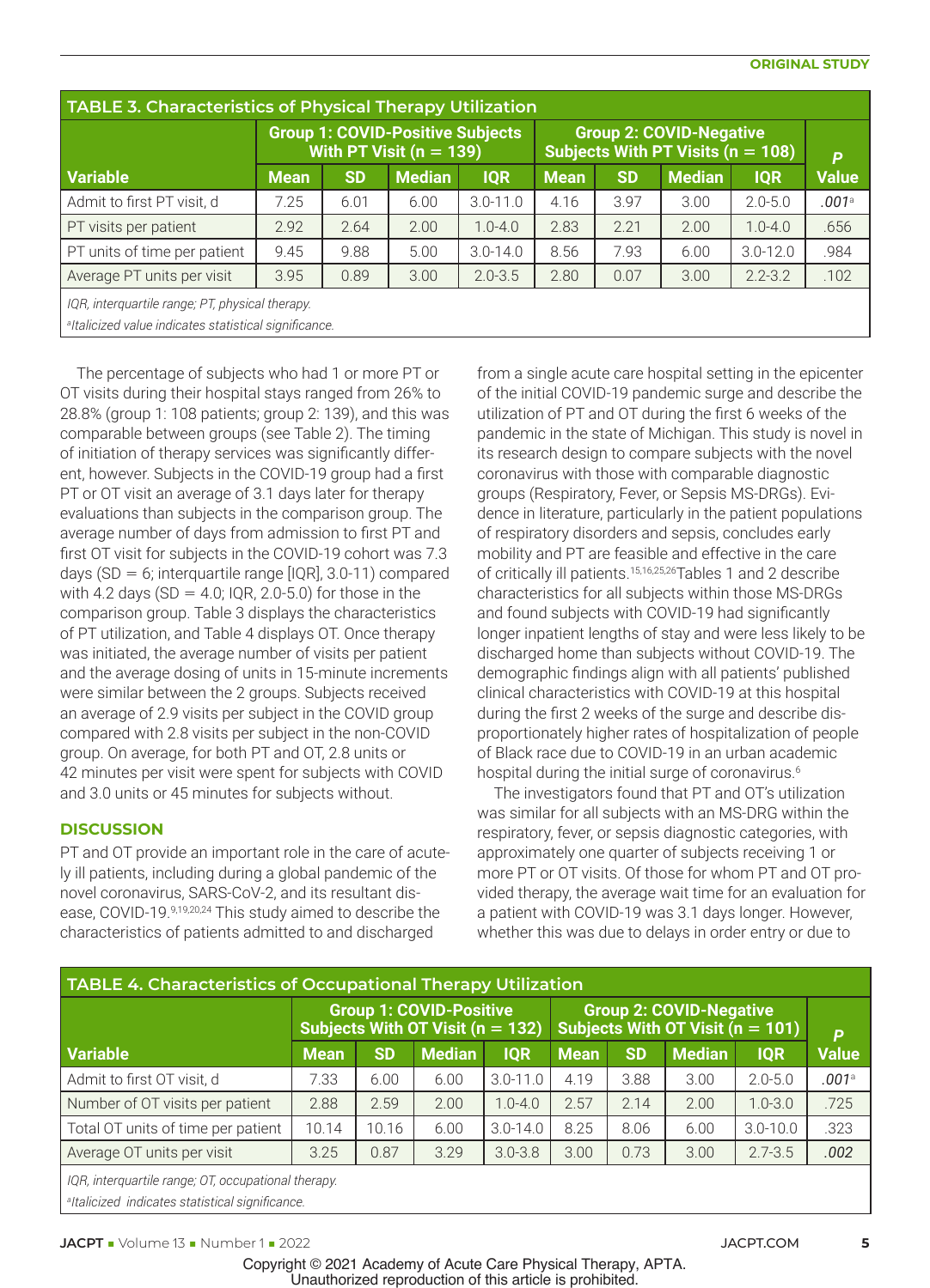**TABLE 3. Characteristics of Physical Therapy Utilization**

| Variable | Group 1: COVID-Positive Subjects With PT Visit (n = 139) | | | | Group 2: COVID-Negative Subjects With PT Visits (n = 108) | | | | P Value |
|---|---|---|---|---|---|---|---|---|---|
| | Mean | SD | Median | IQR | Mean | SD | Median | IQR | |
| Admit to first PT visit, d | 7.25 | 6.01 | 6.00 | 3.0-11.0 | 4.16 | 3.97 | 3.00 | 2.0-5.0 | *.001*[a] |
| PT visits per patient | 2.92 | 2.64 | 2.00 | 1.0-4.0 | 2.83 | 2.21 | 2.00 | 1.0-4.0 | .656 |
| PT units of time per patient | 9.45 | 9.88 | 5.00 | 3.0-14.0 | 8.56 | 7.93 | 6.00 | 3.0-12.0 | .984 |
| Average PT units per visit | 3.95 | 0.89 | 3.00 | 2.0-3.5 | 2.80 | 0.07 | 3.00 | 2.2-3.2 | .102 |

*IQR, interquartile range; PT, physical therapy.*

[a]*Italicized value indicates statistical significance.*

The percentage of subjects who had 1 or more PT or OT visits during their hospital stays ranged from 26% to 28.8% (group 1: 108 patients; group 2: 139), and this was comparable between groups (see Table 2). The timing of initiation of therapy services was significantly different, however. Subjects in the COVID-19 group had a first PT or OT visit an average of 3.1 days later for therapy evaluations than subjects in the comparison group. The average number of days from admission to first PT and first OT visit for subjects in the COVID-19 cohort was 7.3 days (SD = 6; interquartile range [IQR], 3.0-11) compared with 4.2 days (SD = 4.0; IQR, 2.0-5.0) for those in the comparison group. Table 3 displays the characteristics of PT utilization, and Table 4 displays OT. Once therapy was initiated, the average number of visits per patient and the average dosing of units in 15-minute increments were similar between the 2 groups. Subjects received an average of 2.9 visits per subject in the COVID group compared with 2.8 visits per subject in the non-COVID group. On average, for both PT and OT, 2.8 units or 42 minutes per visit were spent for subjects with COVID and 3.0 units or 45 minutes for subjects without.

## DISCUSSION

PT and OT provide an important role in the care of acutely ill patients, including during a global pandemic of the novel coronavirus, SARS-CoV-2, and its resultant disease, COVID-19.[9,19,20,24] This study aimed to describe the characteristics of patients admitted to and discharged from a single acute care hospital setting in the epicenter of the initial COVID-19 pandemic surge and describe the utilization of PT and OT during the first 6 weeks of the pandemic in the state of Michigan. This study is novel in its research design to compare subjects with the novel coronavirus with those with comparable diagnostic groups (Respiratory, Fever, or Sepsis MS-DRGs). Evidence in literature, particularly in the patient populations of respiratory disorders and sepsis, concludes early mobility and PT are feasible and effective in the care of critically ill patients.[15,16,25,26] Tables 1 and 2 describe characteristics for all subjects within those MS-DRGs and found subjects with COVID-19 had significantly longer inpatient lengths of stay and were less likely to be discharged home than subjects without COVID-19. The demographic findings align with all patients' published clinical characteristics with COVID-19 at this hospital during the first 2 weeks of the surge and describe disproportionately higher rates of hospitalization of people of Black race due to COVID-19 in an urban academic hospital during the initial surge of coronavirus.[6]

The investigators found that PT and OT's utilization was similar for all subjects with an MS-DRG within the respiratory, fever, or sepsis diagnostic categories, with approximately one quarter of subjects receiving 1 or more PT or OT visits. Of those for whom PT and OT provided therapy, the average wait time for an evaluation for a patient with COVID-19 was 3.1 days longer. However, whether this was due to delays in order entry or due to

**TABLE 4. Characteristics of Occupational Therapy Utilization**

| Variable | Group 1: COVID-Positive Subjects With OT Visit (n = 132) | | | | Group 2: COVID-Negative Subjects With OT Visit (n = 101) | | | | P Value |
|---|---|---|---|---|---|---|---|---|---|
| | Mean | SD | Median | IQR | Mean | SD | Median | IQR | |
| Admit to first OT visit, d | 7.33 | 6.00 | 6.00 | 3.0-11.0 | 4.19 | 3.88 | 3.00 | 2.0-5.0 | *.001*[a] |
| Number of OT visits per patient | 2.88 | 2.59 | 2.00 | 1.0-4.0 | 2.57 | 2.14 | 2.00 | 1.0-3.0 | .725 |
| Total OT units of time per patient | 10.14 | 10.16 | 6.00 | 3.0-14.0 | 8.25 | 8.06 | 6.00 | 3.0-10.0 | .323 |
| Average OT units per visit | 3.25 | 0.87 | 3.29 | 3.0-3.8 | 3.00 | 0.73 | 3.00 | 2.7-3.5 | *.002* |

*IQR, interquartile range; OT, occupational therapy.*

[a]*Italicized indicates statistical significance.*

Copyright © 2021 Academy of Acute Care Physical Therapy, APTA.
Unauthorized reproduction of this article is prohibited.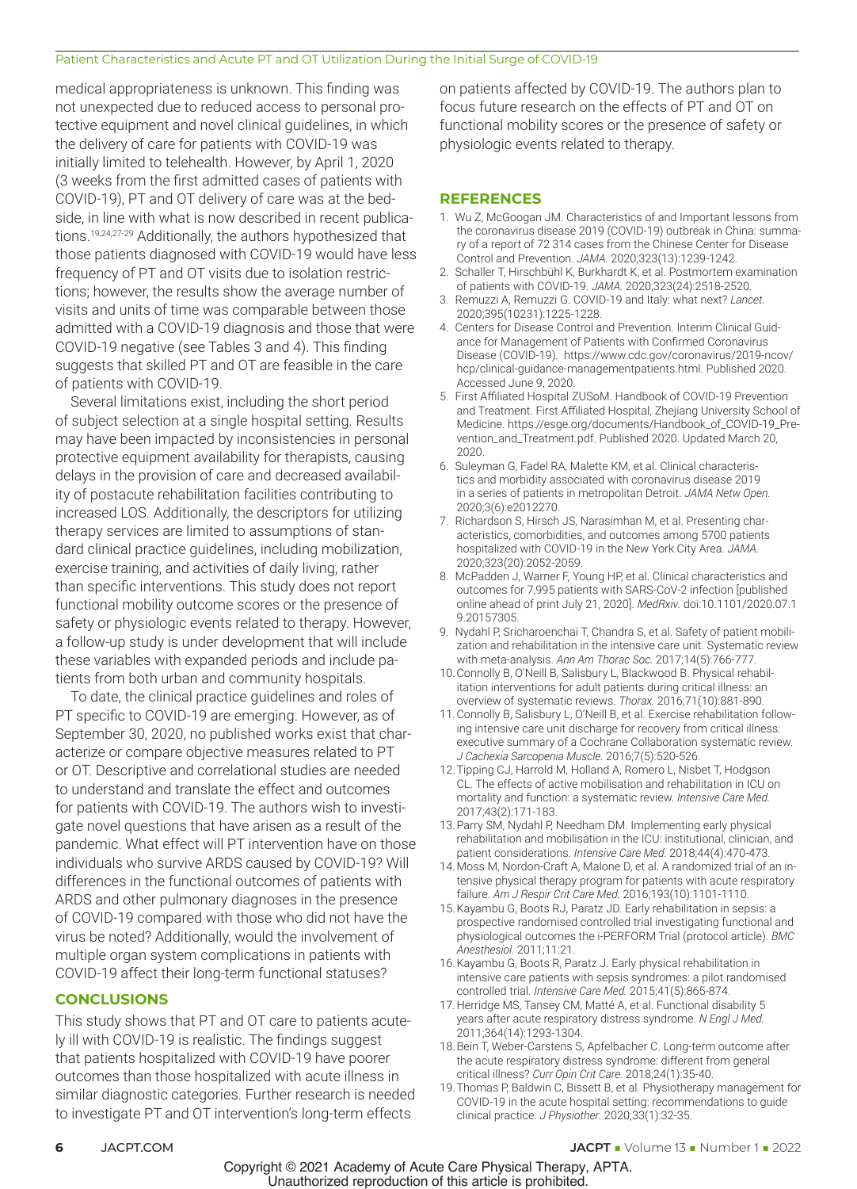medical appropriateness is unknown. This finding was not unexpected due to reduced access to personal protective equipment and novel clinical guidelines, in which the delivery of care for patients with COVID-19 was initially limited to telehealth. However, by April 1, 2020 (3 weeks from the first admitted cases of patients with COVID-19), PT and OT delivery of care was at the bedside, in line with what is now described in recent publications.[19,24,27-29] Additionally, the authors hypothesized that those patients diagnosed with COVID-19 would have less frequency of PT and OT visits due to isolation restrictions; however, the results show the average number of visits and units of time was comparable between those admitted with a COVID-19 diagnosis and those that were COVID-19 negative (see Tables 3 and 4). This finding suggests that skilled PT and OT are feasible in the care of patients with COVID-19.

Several limitations exist, including the short period of subject selection at a single hospital setting. Results may have been impacted by inconsistencies in personal protective equipment availability for therapists, causing delays in the provision of care and decreased availability of postacute rehabilitation facilities contributing to increased LOS. Additionally, the descriptors for utilizing therapy services are limited to assumptions of standard clinical practice guidelines, including mobilization, exercise training, and activities of daily living, rather than specific interventions. This study does not report functional mobility outcome scores or the presence of safety or physiologic events related to therapy. However, a follow-up study is under development that will include these variables with expanded periods and include patients from both urban and community hospitals.

To date, the clinical practice guidelines and roles of PT specific to COVID-19 are emerging. However, as of September 30, 2020, no published works exist that characterize or compare objective measures related to PT or OT. Descriptive and correlational studies are needed to understand and translate the effect and outcomes for patients with COVID-19. The authors wish to investigate novel questions that have arisen as a result of the pandemic. What effect will PT intervention have on those individuals who survive ARDS caused by COVID-19? Will differences in the functional outcomes of patients with ARDS and other pulmonary diagnoses in the presence of COVID-19 compared with those who did not have the virus be noted? Additionally, would the involvement of multiple organ system complications in patients with COVID-19 affect their long-term functional statuses?

## CONCLUSIONS

This study shows that PT and OT care to patients acutely ill with COVID-19 is realistic. The findings suggest that patients hospitalized with COVID-19 have poorer outcomes than those hospitalized with acute illness in similar diagnostic categories. Further research is needed to investigate PT and OT intervention's long-term effects on patients affected by COVID-19. The authors plan to focus future research on the effects of PT and OT on functional mobility scores or the presence of safety or physiologic events related to therapy.

## REFERENCES

1. Wu Z, McGoogan JM. Characteristics of and Important lessons from the coronavirus disease 2019 (COVID-19) outbreak in China: summary of a report of 72 314 cases from the Chinese Center for Disease Control and Prevention. *JAMA.* 2020;323(13):1239-1242.
2. Schaller T, Hirschbühl K, Burkhardt K, et al. Postmortem examination of patients with COVID-19. *JAMA.* 2020;323(24):2518-2520.
3. Remuzzi A, Remuzzi G. COVID-19 and Italy: what next? *Lancet.* 2020;395(10231):1225-1228.
4. Centers for Disease Control and Prevention. Interim Clinical Guidance for Management of Patients with Confirmed Coronavirus Disease (COVID-19). https://www.cdc.gov/coronavirus/2019-ncov/hcp/clinical-guidance-managementpatients.html. Published 2020. Accessed June 9, 2020.
5. First Affiliated Hospital ZUSoM. Handbook of COVID-19 Prevention and Treatment. First Affiliated Hospital, Zhejiang University School of Medicine. https://esge.org/documents/Handbook_of_COVID-19_Prevention_and_Treatment.pdf. Published 2020. Updated March 20, 2020.
6. Suleyman G, Fadel RA, Malette KM, et al. Clinical characteristics and morbidity associated with coronavirus disease 2019 in a series of patients in metropolitan Detroit. *JAMA Netw Open.* 2020;3(6):e2012270.
7. Richardson S, Hirsch JS, Narasimhan M, et al. Presenting characteristics, comorbidities, and outcomes among 5700 patients hospitalized with COVID-19 in the New York City Area. *JAMA.* 2020;323(20):2052-2059.
8. McPadden J, Warner F, Young HP, et al. Clinical characteristics and outcomes for 7,995 patients with SARS-CoV-2 infection [published online ahead of print July 21, 2020]. *MedRxiv.* doi:10.1101/2020.07.19.20157305.
9. Nydahl P, Sricharoenchai T, Chandra S, et al. Safety of patient mobilization and rehabilitation in the intensive care unit. Systematic review with meta-analysis. *Ann Am Thorac Soc.* 2017;14(5):766-777.
10. Connolly B, O'Neill B, Salisbury L, Blackwood B. Physical rehabilitation interventions for adult patients during critical illness: an overview of systematic reviews. *Thorax.* 2016;71(10):881-890.
11. Connolly B, Salisbury L, O'Neill B, et al. Exercise rehabilitation following intensive care unit discharge for recovery from critical illness: executive summary of a Cochrane Collaboration systematic review. *J Cachexia Sarcopenia Muscle.* 2016;7(5):520-526.
12. Tipping CJ, Harrold M, Holland A, Romero L, Nisbet T, Hodgson CL. The effects of active mobilisation and rehabilitation in ICU on mortality and function: a systematic review. *Intensive Care Med.* 2017;43(2):171-183.
13. Parry SM, Nydahl P, Needham DM. Implementing early physical rehabilitation and mobilisation in the ICU: institutional, clinician, and patient considerations. *Intensive Care Med.* 2018;44(4):470-473.
14. Moss M, Nordon-Craft A, Malone D, et al. A randomized trial of an intensive physical therapy program for patients with acute respiratory failure. *Am J Respir Crit Care Med.* 2016;193(10):1101-1110.
15. Kayambu G, Boots RJ, Paratz JD. Early rehabilitation in sepsis: a prospective randomised controlled trial investigating functional and physiological outcomes The i-PERFORM Trial (protocol article). *BMC Anesthesiol.* 2011;11:21.
16. Kayambu G, Boots R, Paratz J. Early physical rehabilitation in intensive care patients with sepsis syndromes: a pilot randomised controlled trial. *Intensive Care Med.* 2015;41(5):865-874.
17. Herridge MS, Tansey CM, Matté A, et al. Functional disability 5 years after acute respiratory distress syndrome. *N Engl J Med.* 2011;364(14):1293-1304.
18. Bein T, Weber-Carstens S, Apfelbacher C. Long-term outcome after the acute respiratory distress syndrome: different from general critical illness? *Curr Opin Crit Care.* 2018;24(1):35-40.
19. Thomas P, Baldwin C, Bissett B, et al. Physiotherapy management for COVID-19 in the acute hospital setting: recommendations to guide clinical practice. *J Physiother.* 2020;33(1):32-35.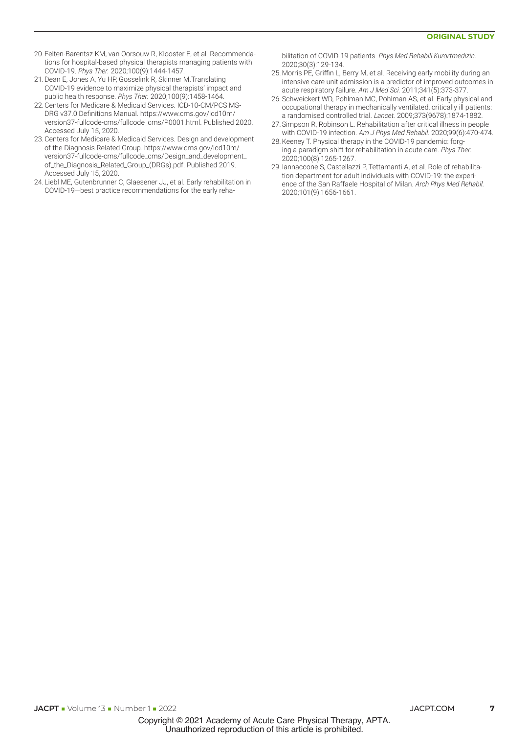20. Felten-Barentsz KM, van Oorsouw R, Klooster E, et al. Recommendations for hospital-based physical therapists managing patients with COVID-19. *Phys Ther.* 2020;100(9):1444-1457.
21. Dean E, Jones A, Yu HP, Gosselink R, Skinner M.Translating COVID-19 evidence to maximize physical therapists' impact and public health response. *Phys Ther.* 2020;100(9):1458-1464.
22. Centers for Medicare & Medicaid Services. ICD-10-CM/PCS MS-DRG v37.0 Definitions Manual. https://www.cms.gov/icd10m/version37-fullcode-cms/fullcode_cms/P0001.html. Published 2020. Accessed July 15, 2020.
23. Centers for Medicare & Medicaid Services. Design and development of the Diagnosis Related Group. https://www.cms.gov/icd10m/version37-fullcode-cms/fullcode_cms/Design_and_development_of_the_Diagnosis_Related_Group_(DRGs).pdf. Published 2019. Accessed July 15, 2020.
24. Liebl ME, Gutenbrunner C, Glaesener JJ, et al. Early rehabilitation in COVID-19—best practice recommendations for the early rehabilitation of COVID-19 patients. *Phys Med Rehabili Kurortmedizin.* 2020;30(3):129-134.
25. Morris PE, Griffin L, Berry M, et al. Receiving early mobility during an intensive care unit admission is a predictor of improved outcomes in acute respiratory failure. *Am J Med Sci.* 2011;341(5):373-377.
26. Schweickert WD, Pohlman MC, Pohlman AS, et al. Early physical and occupational therapy in mechanically ventilated, critically ill patients: a randomised controlled trial. *Lancet.* 2009;373(9678):1874-1882.
27. Simpson R, Robinson L. Rehabilitation after critical illness in people with COVID-19 infection. *Am J Phys Med Rehabil.* 2020;99(6):470-474.
28. Keeney T. Physical therapy in the COVID-19 pandemic: forging a paradigm shift for rehabilitation in acute care. *Phys Ther.* 2020;100(8):1265-1267.
29. Iannaccone S, Castellazzi P, Tettamanti A, et al. Role of rehabilitation department for adult individuals with COVID-19: the experience of the San Raffaele Hospital of Milan. *Arch Phys Med Rehabil.* 2020;101(9):1656-1661.

Copyright © 2021 Academy of Acute Care Physical Therapy, APTA. Unauthorized reproduction of this article is prohibited.